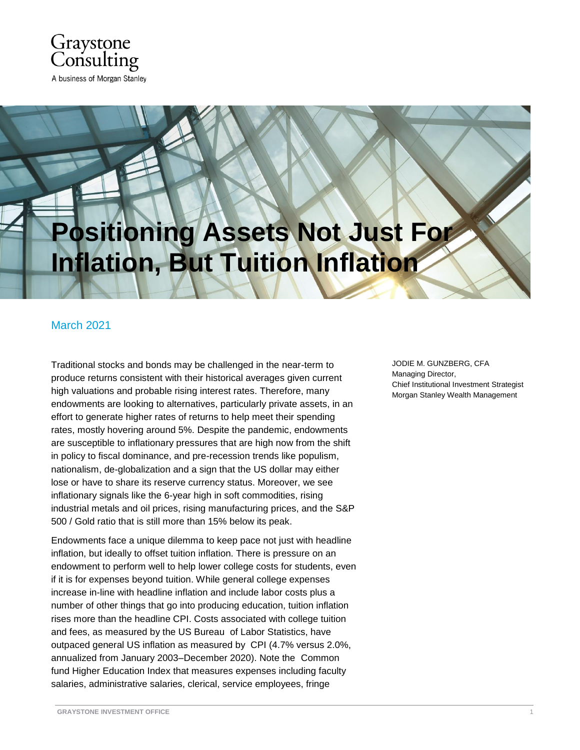Graystone Consulting

A business of Morgan Stanley

# Positioning Assets Not Just For Inflation, But Tuition Inflation

March 2021

JODIE M. GUNZBERG, CFA
Managing Director,
Chief Institutional Investment Strategist
Morgan Stanley Wealth Management

Traditional stocks and bonds may be challenged in the near-term to produce returns consistent with their historical averages given current high valuations and probable rising interest rates. Therefore, many endowments are looking to alternatives, particularly private assets, in an effort to generate higher rates of returns to help meet their spending rates, mostly hovering around 5%. Despite the pandemic, endowments are susceptible to inflationary pressures that are high now from the shift in policy to fiscal dominance, and pre-recession trends like populism, nationalism, de-globalization and a sign that the US dollar may either lose or have to share its reserve currency status. Moreover, we see inflationary signals like the 6-year high in soft commodities, rising industrial metals and oil prices, rising manufacturing prices, and the S&P 500 / Gold ratio that is still more than 15% below its peak.

Endowments face a unique dilemma to keep pace not just with headline inflation, but ideally to offset tuition inflation. There is pressure on an endowment to perform well to help lower college costs for students, even if it is for expenses beyond tuition. While general college expenses increase in-line with headline inflation and include labor costs plus a number of other things that go into producing education, tuition inflation rises more than the headline CPI. Costs associated with college tuition and fees, as measured by the US Bureau of Labor Statistics, have outpaced general US inflation as measured by CPI (4.7% versus 2.0%, annualized from January 2003–December 2020). Note the Common fund Higher Education Index that measures expenses including faculty salaries, administrative salaries, clerical, service employees, fringe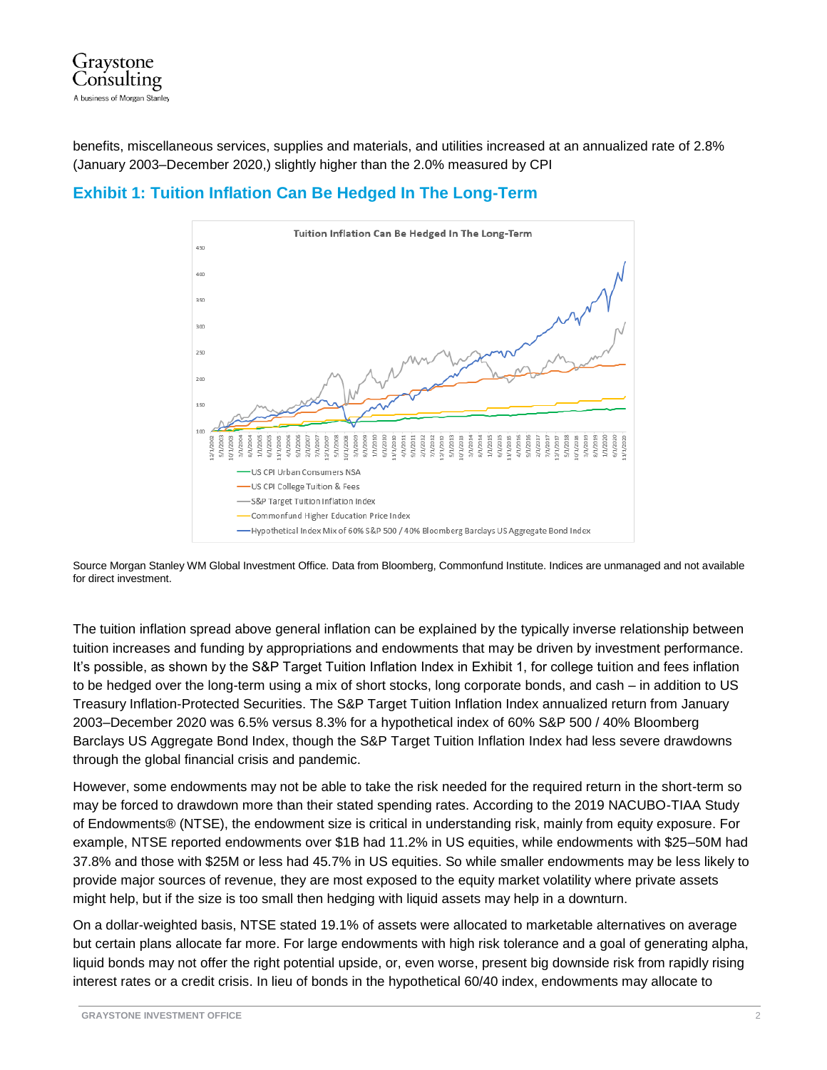benefits, miscellaneous services, supplies and materials, and utilities increased at an annualized rate of 2.8% (January 2003–December 2020,) slightly higher than the 2.0% measured by CPI

## Exhibit 1: Tuition Inflation Can Be Hedged In The Long-Term

Source Morgan Stanley WM Global Investment Office. Data from Bloomberg, Commonfund Institute. Indices are unmanaged and not available for direct investment.

The tuition inflation spread above general inflation can be explained by the typically inverse relationship between tuition increases and funding by appropriations and endowments that may be driven by investment performance. It's possible, as shown by the S&P Target Tuition Inflation Index in Exhibit 1, for college tuition and fees inflation to be hedged over the long-term using a mix of short stocks, long corporate bonds, and cash – in addition to US Treasury Inflation-Protected Securities. The S&P Target Tuition Inflation Index annualized return from January 2003–December 2020 was 6.5% versus 8.3% for a hypothetical index of 60% S&P 500 / 40% Bloomberg Barclays US Aggregate Bond Index, though the S&P Target Tuition Inflation Index had less severe drawdowns through the global financial crisis and pandemic.

However, some endowments may not be able to take the risk needed for the required return in the short-term so may be forced to drawdown more than their stated spending rates. According to the 2019 NACUBO-TIAA Study of Endowments® (NTSE), the endowment size is critical in understanding risk, mainly from equity exposure. For example, NTSE reported endowments over $1B had 11.2% in US equities, while endowments with $25–50M had 37.8% and those with $25M or less had 45.7% in US equities. So while smaller endowments may be less likely to provide major sources of revenue, they are most exposed to the equity market volatility where private assets might help, but if the size is too small then hedging with liquid assets may help in a downturn.

On a dollar-weighted basis, NTSE stated 19.1% of assets were allocated to marketable alternatives on average but certain plans allocate far more. For large endowments with high risk tolerance and a goal of generating alpha, liquid bonds may not offer the right potential upside, or, even worse, present big downside risk from rapidly rising interest rates or a credit crisis. In lieu of bonds in the hypothetical 60/40 index, endowments may allocate to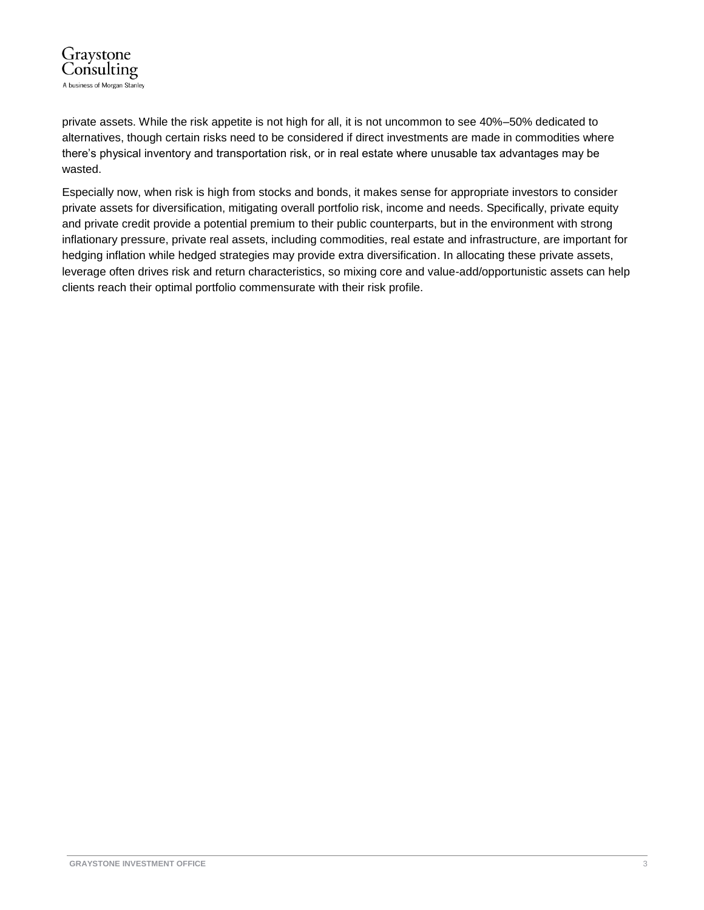private assets. While the risk appetite is not high for all, it is not uncommon to see 40%–50% dedicated to alternatives, though certain risks need to be considered if direct investments are made in commodities where there's physical inventory and transportation risk, or in real estate where unusable tax advantages may be wasted.

Especially now, when risk is high from stocks and bonds, it makes sense for appropriate investors to consider private assets for diversification, mitigating overall portfolio risk, income and needs. Specifically, private equity and private credit provide a potential premium to their public counterparts, but in the environment with strong inflationary pressure, private real assets, including commodities, real estate and infrastructure, are important for hedging inflation while hedged strategies may provide extra diversification. In allocating these private assets, leverage often drives risk and return characteristics, so mixing core and value-add/opportunistic assets can help clients reach their optimal portfolio commensurate with their risk profile.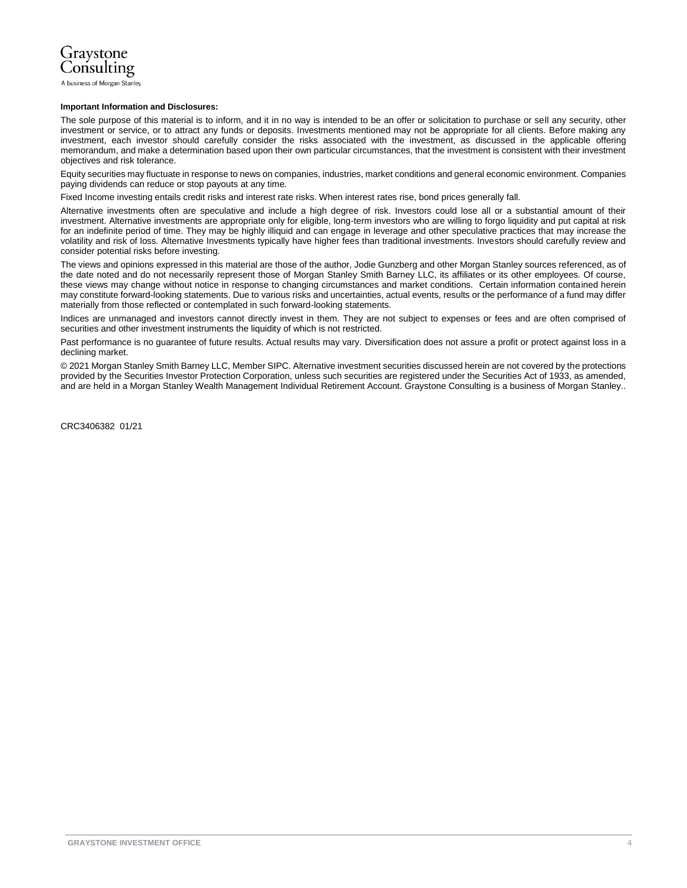Graystone Consulting

A business of Morgan Stanley

**Important Information and Disclosures:**

The sole purpose of this material is to inform, and it in no way is intended to be an offer or solicitation to purchase or sell any security, other investment or service, or to attract any funds or deposits. Investments mentioned may not be appropriate for all clients. Before making any investment, each investor should carefully consider the risks associated with the investment, as discussed in the applicable offering memorandum, and make a determination based upon their own particular circumstances, that the investment is consistent with their investment objectives and risk tolerance.

Equity securities may fluctuate in response to news on companies, industries, market conditions and general economic environment. Companies paying dividends can reduce or stop payouts at any time.

Fixed Income investing entails credit risks and interest rate risks. When interest rates rise, bond prices generally fall.

Alternative investments often are speculative and include a high degree of risk. Investors could lose all or a substantial amount of their investment. Alternative investments are appropriate only for eligible, long-term investors who are willing to forgo liquidity and put capital at risk for an indefinite period of time. They may be highly illiquid and can engage in leverage and other speculative practices that may increase the volatility and risk of loss. Alternative Investments typically have higher fees than traditional investments. Investors should carefully review and consider potential risks before investing.

The views and opinions expressed in this material are those of the author, Jodie Gunzberg and other Morgan Stanley sources referenced, as of the date noted and do not necessarily represent those of Morgan Stanley Smith Barney LLC, its affiliates or its other employees. Of course, these views may change without notice in response to changing circumstances and market conditions. Certain information contained herein may constitute forward-looking statements. Due to various risks and uncertainties, actual events, results or the performance of a fund may differ materially from those reflected or contemplated in such forward-looking statements.

Indices are unmanaged and investors cannot directly invest in them. They are not subject to expenses or fees and are often comprised of securities and other investment instruments the liquidity of which is not restricted.

Past performance is no guarantee of future results. Actual results may vary. Diversification does not assure a profit or protect against loss in a declining market.

© 2021 Morgan Stanley Smith Barney LLC, Member SIPC. Alternative investment securities discussed herein are not covered by the protections provided by the Securities Investor Protection Corporation, unless such securities are registered under the Securities Act of 1933, as amended, and are held in a Morgan Stanley Wealth Management Individual Retirement Account. Graystone Consulting is a business of Morgan Stanley..

CRC3406382 01/21